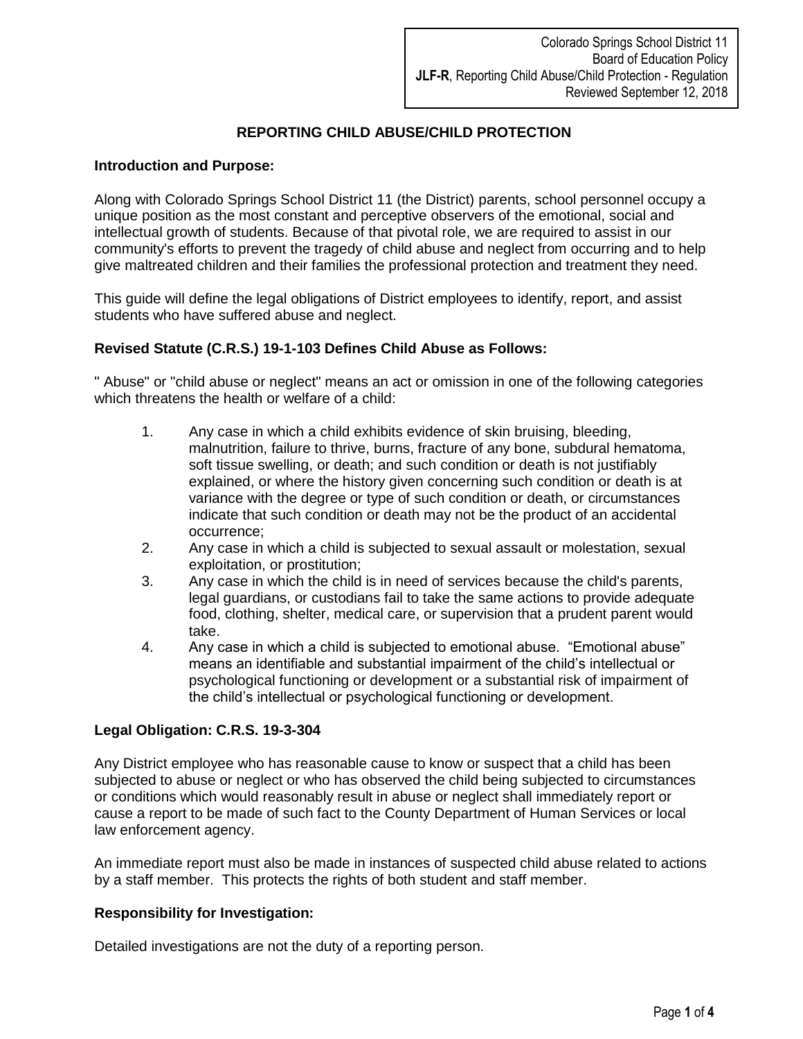Colorado Springs School District 11
Board of Education Policy
**JLF-R**, Reporting Child Abuse/Child Protection - Regulation
Reviewed September 12, 2018

# REPORTING CHILD ABUSE/CHILD PROTECTION

**Introduction and Purpose:**

Along with Colorado Springs School District 11 (the District) parents, school personnel occupy a unique position as the most constant and perceptive observers of the emotional, social and intellectual growth of students. Because of that pivotal role, we are required to assist in our community's efforts to prevent the tragedy of child abuse and neglect from occurring and to help give maltreated children and their families the professional protection and treatment they need.

This guide will define the legal obligations of District employees to identify, report, and assist students who have suffered abuse and neglect.

**Revised Statute (C.R.S.) 19-1-103 Defines Child Abuse as Follows:**

" Abuse" or "child abuse or neglect" means an act or omission in one of the following categories which threatens the health or welfare of a child:

1. Any case in which a child exhibits evidence of skin bruising, bleeding, malnutrition, failure to thrive, burns, fracture of any bone, subdural hematoma, soft tissue swelling, or death; and such condition or death is not justifiably explained, or where the history given concerning such condition or death is at variance with the degree or type of such condition or death, or circumstances indicate that such condition or death may not be the product of an accidental occurrence;
2. Any case in which a child is subjected to sexual assault or molestation, sexual exploitation, or prostitution;
3. Any case in which the child is in need of services because the child's parents, legal guardians, or custodians fail to take the same actions to provide adequate food, clothing, shelter, medical care, or supervision that a prudent parent would take.
4. Any case in which a child is subjected to emotional abuse. "Emotional abuse" means an identifiable and substantial impairment of the child's intellectual or psychological functioning or development or a substantial risk of impairment of the child's intellectual or psychological functioning or development.

**Legal Obligation: C.R.S. 19-3-304**

Any District employee who has reasonable cause to know or suspect that a child has been subjected to abuse or neglect or who has observed the child being subjected to circumstances or conditions which would reasonably result in abuse or neglect shall immediately report or cause a report to be made of such fact to the County Department of Human Services or local law enforcement agency.

An immediate report must also be made in instances of suspected child abuse related to actions by a staff member. This protects the rights of both student and staff member.

**Responsibility for Investigation:**

Detailed investigations are not the duty of a reporting person.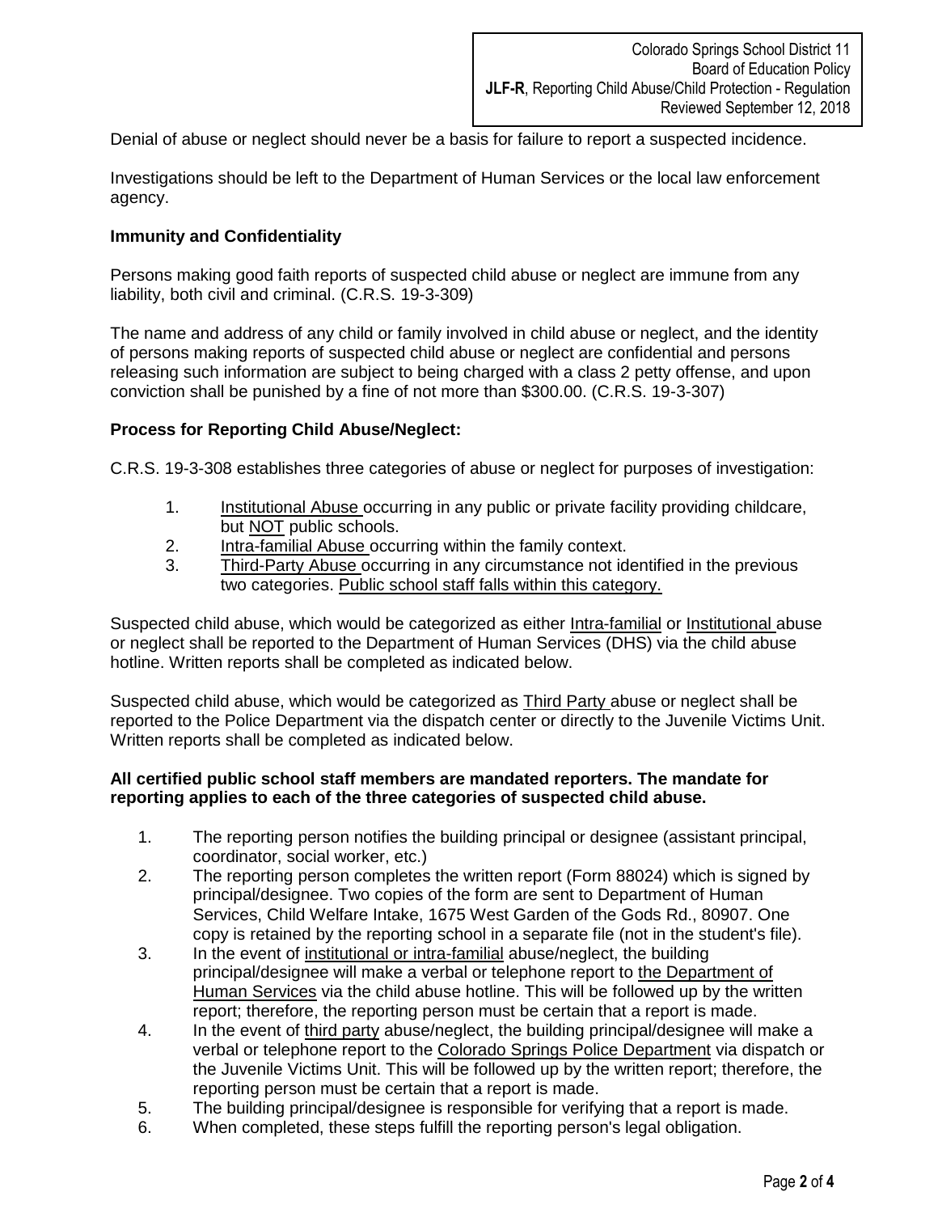Denial of abuse or neglect should never be a basis for failure to report a suspected incidence.

Investigations should be left to the Department of Human Services or the local law enforcement agency.

**Immunity and Confidentiality**

Persons making good faith reports of suspected child abuse or neglect are immune from any liability, both civil and criminal. (C.R.S. 19-3-309)

The name and address of any child or family involved in child abuse or neglect, and the identity of persons making reports of suspected child abuse or neglect are confidential and persons releasing such information are subject to being charged with a class 2 petty offense, and upon conviction shall be punished by a fine of not more than $300.00. (C.R.S. 19-3-307)

**Process for Reporting Child Abuse/Neglect:**

C.R.S. 19-3-308 establishes three categories of abuse or neglect for purposes of investigation:

1. Institutional Abuse occurring in any public or private facility providing childcare, but NOT public schools.
2. Intra-familial Abuse occurring within the family context.
3. Third-Party Abuse occurring in any circumstance not identified in the previous two categories. Public school staff falls within this category.

Suspected child abuse, which would be categorized as either Intra-familial or Institutional abuse or neglect shall be reported to the Department of Human Services (DHS) via the child abuse hotline. Written reports shall be completed as indicated below.

Suspected child abuse, which would be categorized as Third Party abuse or neglect shall be reported to the Police Department via the dispatch center or directly to the Juvenile Victims Unit. Written reports shall be completed as indicated below.

**All certified public school staff members are mandated reporters. The mandate for reporting applies to each of the three categories of suspected child abuse.**

1. The reporting person notifies the building principal or designee (assistant principal, coordinator, social worker, etc.)
2. The reporting person completes the written report (Form 88024) which is signed by principal/designee. Two copies of the form are sent to Department of Human Services, Child Welfare Intake, 1675 West Garden of the Gods Rd., 80907. One copy is retained by the reporting school in a separate file (not in the student's file).
3. In the event of institutional or intra-familial abuse/neglect, the building principal/designee will make a verbal or telephone report to the Department of Human Services via the child abuse hotline. This will be followed up by the written report; therefore, the reporting person must be certain that a report is made.
4. In the event of third party abuse/neglect, the building principal/designee will make a verbal or telephone report to the Colorado Springs Police Department via dispatch or the Juvenile Victims Unit. This will be followed up by the written report; therefore, the reporting person must be certain that a report is made.
5. The building principal/designee is responsible for verifying that a report is made.
6. When completed, these steps fulfill the reporting person's legal obligation.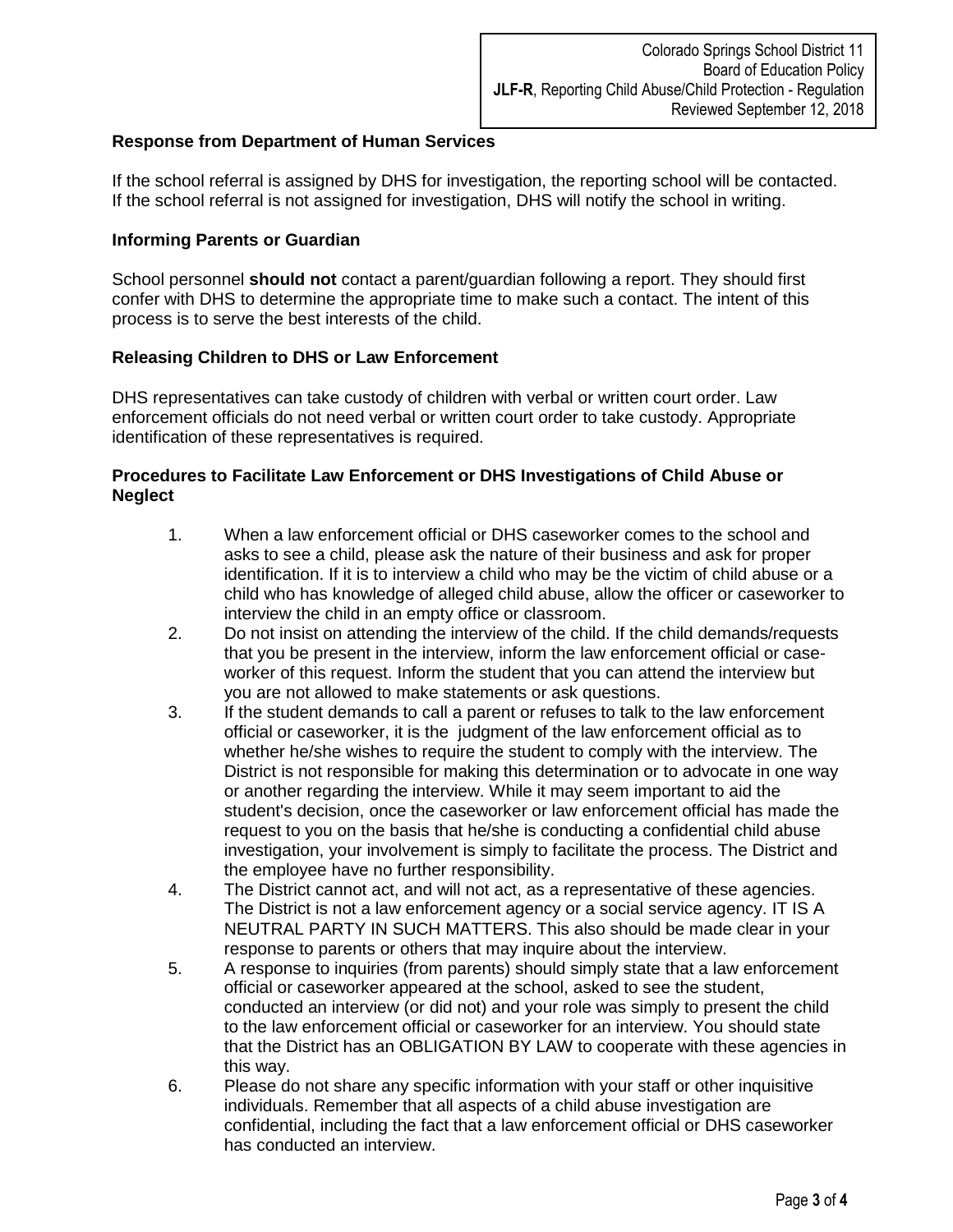### Response from Department of Human Services

If the school referral is assigned by DHS for investigation, the reporting school will be contacted. If the school referral is not assigned for investigation, DHS will notify the school in writing.

### Informing Parents or Guardian

School personnel **should not** contact a parent/guardian following a report. They should first confer with DHS to determine the appropriate time to make such a contact. The intent of this process is to serve the best interests of the child.

### Releasing Children to DHS or Law Enforcement

DHS representatives can take custody of children with verbal or written court order. Law enforcement officials do not need verbal or written court order to take custody. Appropriate identification of these representatives is required.

### Procedures to Facilitate Law Enforcement or DHS Investigations of Child Abuse or Neglect

1. When a law enforcement official or DHS caseworker comes to the school and asks to see a child, please ask the nature of their business and ask for proper identification. If it is to interview a child who may be the victim of child abuse or a child who has knowledge of alleged child abuse, allow the officer or caseworker to interview the child in an empty office or classroom.
2. Do not insist on attending the interview of the child. If the child demands/requests that you be present in the interview, inform the law enforcement official or case-worker of this request. Inform the student that you can attend the interview but you are not allowed to make statements or ask questions.
3. If the student demands to call a parent or refuses to talk to the law enforcement official or caseworker, it is the judgment of the law enforcement official as to whether he/she wishes to require the student to comply with the interview. The District is not responsible for making this determination or to advocate in one way or another regarding the interview. While it may seem important to aid the student's decision, once the caseworker or law enforcement official has made the request to you on the basis that he/she is conducting a confidential child abuse investigation, your involvement is simply to facilitate the process. The District and the employee have no further responsibility.
4. The District cannot act, and will not act, as a representative of these agencies. The District is not a law enforcement agency or a social service agency. IT IS A NEUTRAL PARTY IN SUCH MATTERS. This also should be made clear in your response to parents or others that may inquire about the interview.
5. A response to inquiries (from parents) should simply state that a law enforcement official or caseworker appeared at the school, asked to see the student, conducted an interview (or did not) and your role was simply to present the child to the law enforcement official or caseworker for an interview. You should state that the District has an OBLIGATION BY LAW to cooperate with these agencies in this way.
6. Please do not share any specific information with your staff or other inquisitive individuals. Remember that all aspects of a child abuse investigation are confidential, including the fact that a law enforcement official or DHS caseworker has conducted an interview.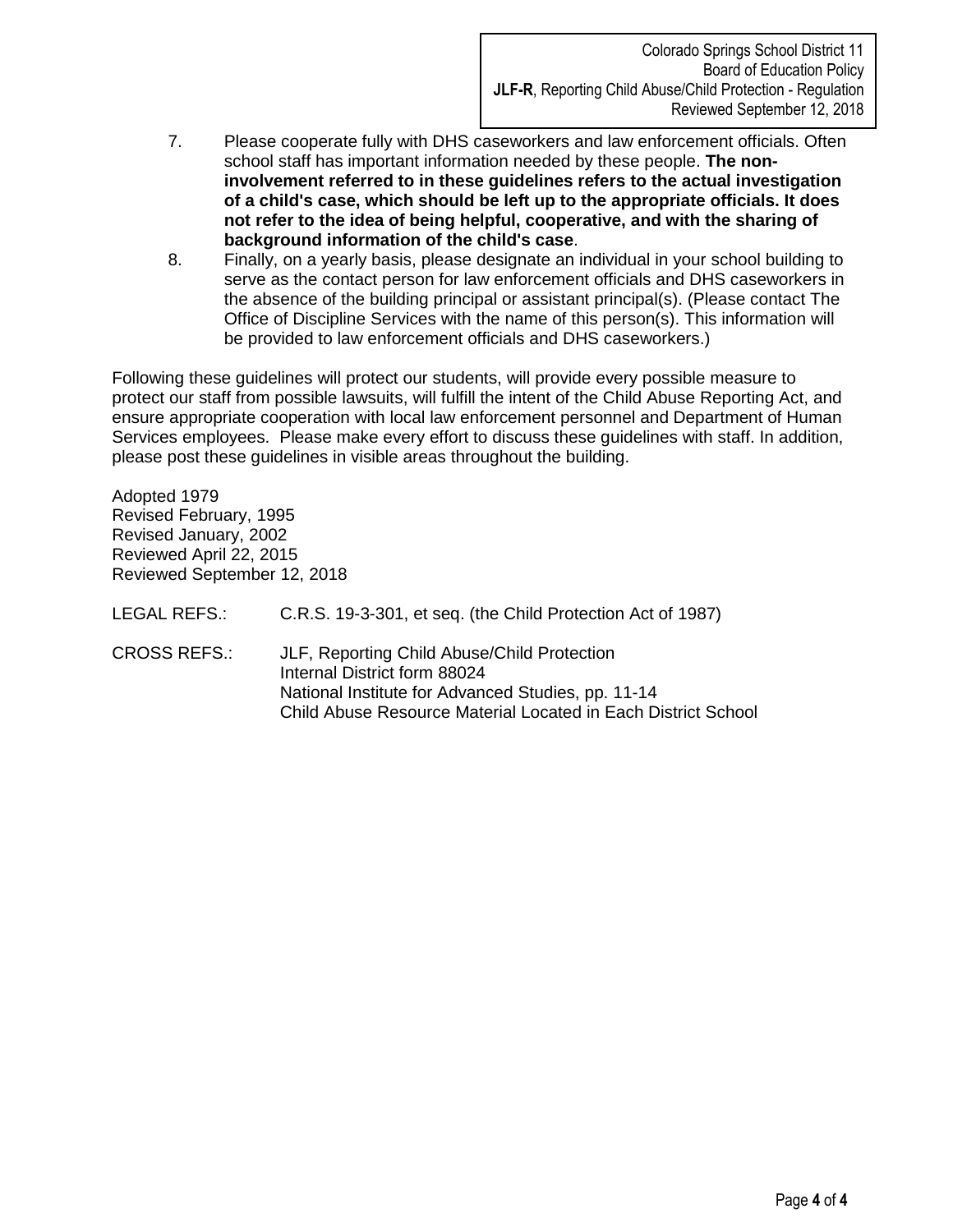7. Please cooperate fully with DHS caseworkers and law enforcement officials. Often school staff has important information needed by these people. **The non-involvement referred to in these guidelines refers to the actual investigation of a child's case, which should be left up to the appropriate officials. It does not refer to the idea of being helpful, cooperative, and with the sharing of background information of the child's case**.
8. Finally, on a yearly basis, please designate an individual in your school building to serve as the contact person for law enforcement officials and DHS caseworkers in the absence of the building principal or assistant principal(s). (Please contact The Office of Discipline Services with the name of this person(s). This information will be provided to law enforcement officials and DHS caseworkers.)

Following these guidelines will protect our students, will provide every possible measure to protect our staff from possible lawsuits, will fulfill the intent of the Child Abuse Reporting Act, and ensure appropriate cooperation with local law enforcement personnel and Department of Human Services employees. Please make every effort to discuss these guidelines with staff. In addition, please post these guidelines in visible areas throughout the building.

Adopted 1979
Revised February, 1995
Revised January, 2002
Reviewed April 22, 2015
Reviewed September 12, 2018

LEGAL REFS.: C.R.S. 19-3-301, et seq. (the Child Protection Act of 1987)

CROSS REFS.: JLF, Reporting Child Abuse/Child Protection
Internal District form 88024
National Institute for Advanced Studies, pp. 11-14
Child Abuse Resource Material Located in Each District School